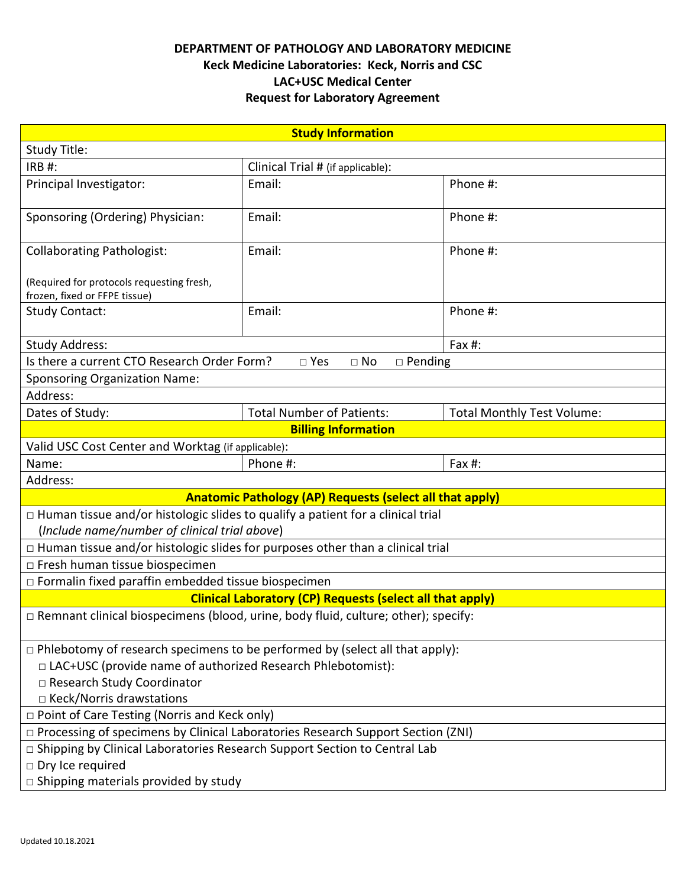**DEPARTMENT OF PATHOLOGY AND LABORATORY MEDICINE**
**Keck Medicine Laboratories: Keck, Norris and CSC**
**LAC+USC Medical Center**
**Request for Laboratory Agreement**

| **Study Information** | | |
|---|---|---|
| Study Title: | | |
| IRB #: | Clinical Trial # (if applicable): | |
| Principal Investigator: | Email: | Phone #: |
| Sponsoring (Ordering) Physician: | Email: | Phone #: |
| Collaborating Pathologist: (Required for protocols requesting fresh, frozen, fixed or FFPE tissue) | Email: | Phone #: |
| Study Contact: | Email: | Phone #: |
| Study Address: | | Fax #: |
| Is there a current CTO Research Order Form? □ Yes □ No □ Pending | | |
| Sponsoring Organization Name: | | |
| Address: | | |
| Dates of Study: | Total Number of Patients: | Total Monthly Test Volume: |
| **Billing Information** | | |
| Valid USC Cost Center and Worktag (if applicable): | | |
| Name: | Phone #: | Fax #: |
| Address: | | |
| **Anatomic Pathology (AP) Requests (select all that apply)** | | |
| □ Human tissue and/or histologic slides to qualify a patient for a clinical trial (*Include name/number of clinical trial above*) | | |
| □ Human tissue and/or histologic slides for purposes other than a clinical trial | | |
| □ Fresh human tissue biospecimen | | |
| □ Formalin fixed paraffin embedded tissue biospecimen | | |
| **Clinical Laboratory (CP) Requests (select all that apply)** | | |
| □ Remnant clinical biospecimens (blood, urine, body fluid, culture; other); specify: | | |
| □ Phlebotomy of research specimens to be performed by (select all that apply): □ LAC+USC (provide name of authorized Research Phlebotomist): □ Research Study Coordinator □ Keck/Norris drawstations | | |
| □ Point of Care Testing (Norris and Keck only) | | |
| □ Processing of specimens by Clinical Laboratories Research Support Section (ZNI) | | |
| □ Shipping by Clinical Laboratories Research Support Section to Central Lab □ Dry Ice required □ Shipping materials provided by study | | |

Updated 10.18.2021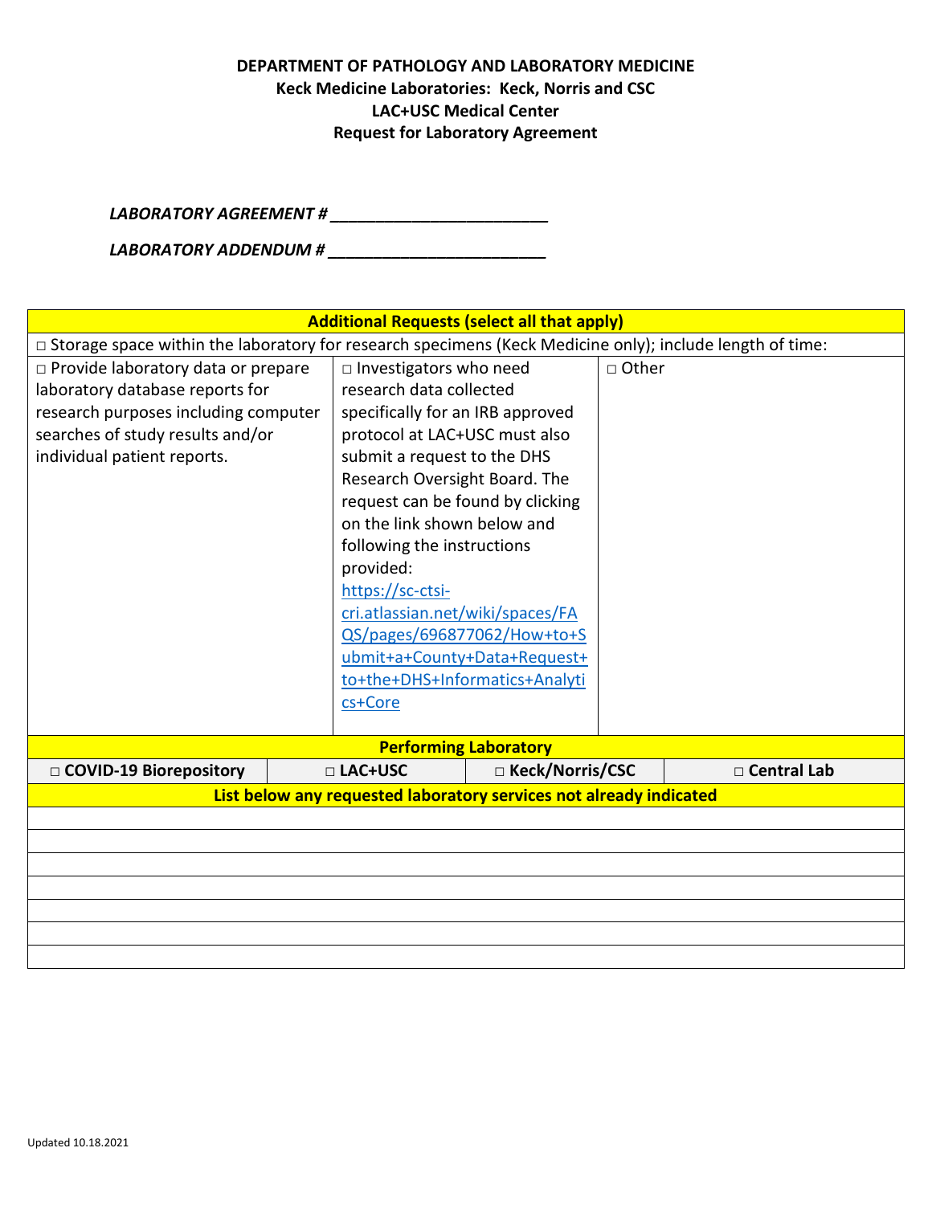**DEPARTMENT OF PATHOLOGY AND LABORATORY MEDICINE**
**Keck Medicine Laboratories: Keck, Norris and CSC**
**LAC+USC Medical Center**
**Request for Laboratory Agreement**

***LABORATORY AGREEMENT # ________________________***

***LABORATORY ADDENDUM # ________________________***

| **Additional Requests (select all that apply)** | | |
|---|---|---|
| □ Storage space within the laboratory for research specimens (Keck Medicine only); include length of time: | | |
| □ Provide laboratory data or prepare laboratory database reports for research purposes including computer searches of study results and/or individual patient reports. | □ Investigators who need research data collected specifically for an IRB approved protocol at LAC+USC must also submit a request to the DHS Research Oversight Board. The request can be found by clicking on the link shown below and following the instructions provided: https://sc-ctsi-cri.atlassian.net/wiki/spaces/FAQS/pages/696877062/How+to+Submit+a+County+Data+Request+to+the+DHS+Informatics+Analytics+Core | □ Other |

| **Performing Laboratory** | | | |
|---|---|---|---|
| □ **COVID-19 Biorepository** | □ **LAC+USC** | □ **Keck/Norris/CSC** | □ **Central Lab** |

| **List below any requested laboratory services not already indicated** |
|---|
| |
| |
| |
| |
| |
| |
| |

Updated 10.18.2021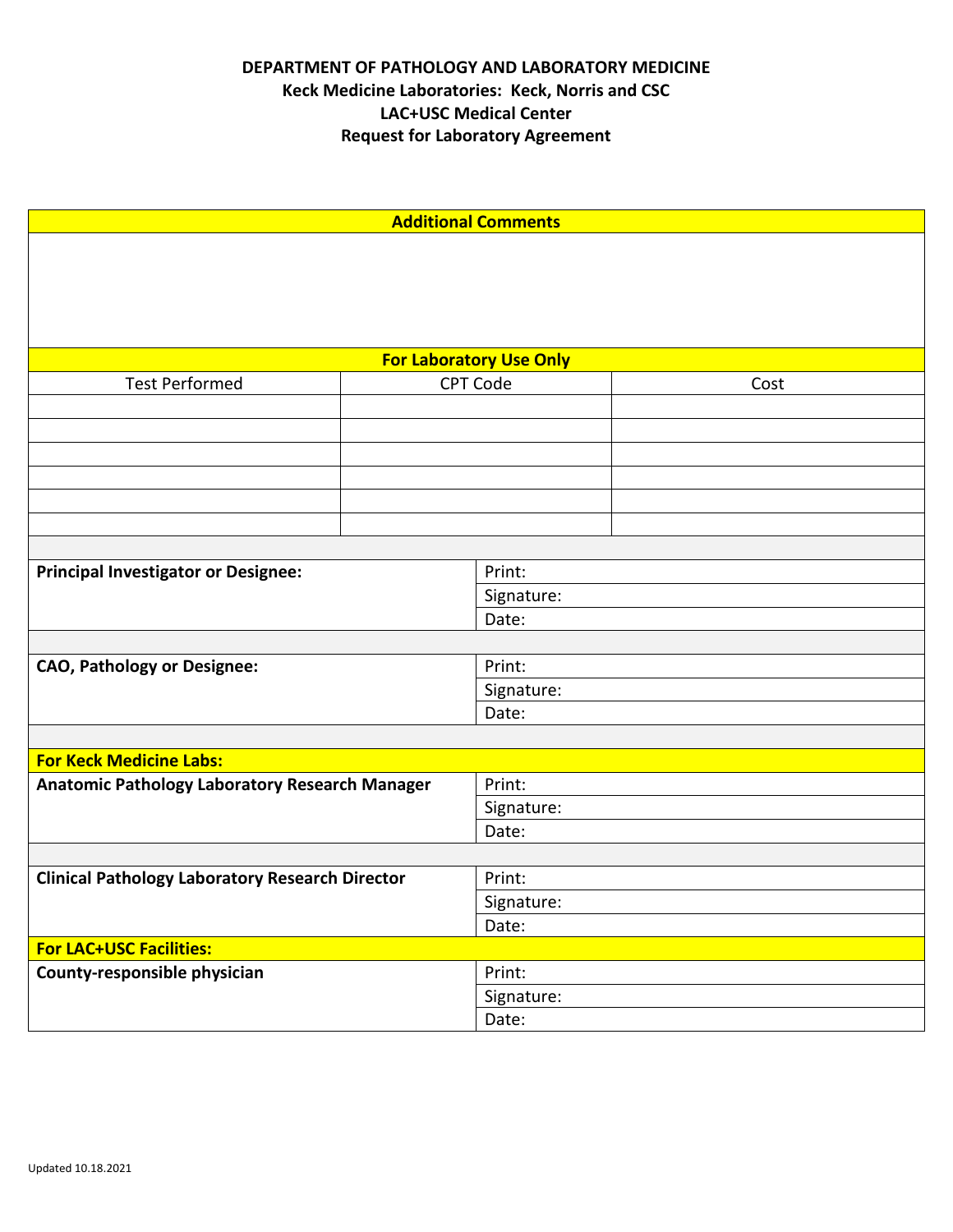**DEPARTMENT OF PATHOLOGY AND LABORATORY MEDICINE**
**Keck Medicine Laboratories: Keck, Norris and CSC**
**LAC+USC Medical Center**
**Request for Laboratory Agreement**

| **Additional Comments** |
|---|
| |

| **For Laboratory Use Only** | | |
|---|---|---|
| Test Performed | CPT Code | Cost |
| | | |
| | | |
| | | |
| | | |
| | | |
| | | |

| | |
|---|---|
| **Principal Investigator or Designee:** | Print: |
| | Signature: |
| | Date: |
| **CAO, Pathology or Designee:** | Print: |
| | Signature: |
| | Date: |
| **For Keck Medicine Labs:** | |
| **Anatomic Pathology Laboratory Research Manager** | Print: |
| | Signature: |
| | Date: |
| **Clinical Pathology Laboratory Research Director** | Print: |
| | Signature: |
| | Date: |
| **For LAC+USC Facilities:** | |
| **County-responsible physician** | Print: |
| | Signature: |
| | Date: |

Updated 10.18.2021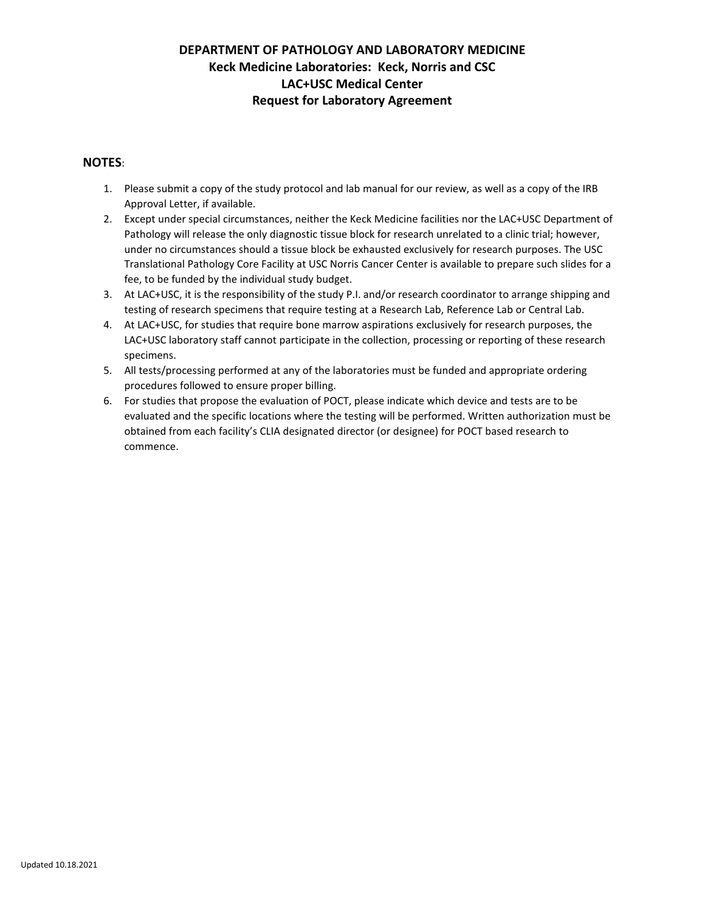**DEPARTMENT OF PATHOLOGY AND LABORATORY MEDICINE**
**Keck Medicine Laboratories: Keck, Norris and CSC**
**LAC+USC Medical Center**
**Request for Laboratory Agreement**

**NOTES**:

1. Please submit a copy of the study protocol and lab manual for our review, as well as a copy of the IRB Approval Letter, if available.
2. Except under special circumstances, neither the Keck Medicine facilities nor the LAC+USC Department of Pathology will release the only diagnostic tissue block for research unrelated to a clinic trial; however, under no circumstances should a tissue block be exhausted exclusively for research purposes. The USC Translational Pathology Core Facility at USC Norris Cancer Center is available to prepare such slides for a fee, to be funded by the individual study budget.
3. At LAC+USC, it is the responsibility of the study P.I. and/or research coordinator to arrange shipping and testing of research specimens that require testing at a Research Lab, Reference Lab or Central Lab.
4. At LAC+USC, for studies that require bone marrow aspirations exclusively for research purposes, the LAC+USC laboratory staff cannot participate in the collection, processing or reporting of these research specimens.
5. All tests/processing performed at any of the laboratories must be funded and appropriate ordering procedures followed to ensure proper billing.
6. For studies that propose the evaluation of POCT, please indicate which device and tests are to be evaluated and the specific locations where the testing will be performed. Written authorization must be obtained from each facility's CLIA designated director (or designee) for POCT based research to commence.

Updated 10.18.2021